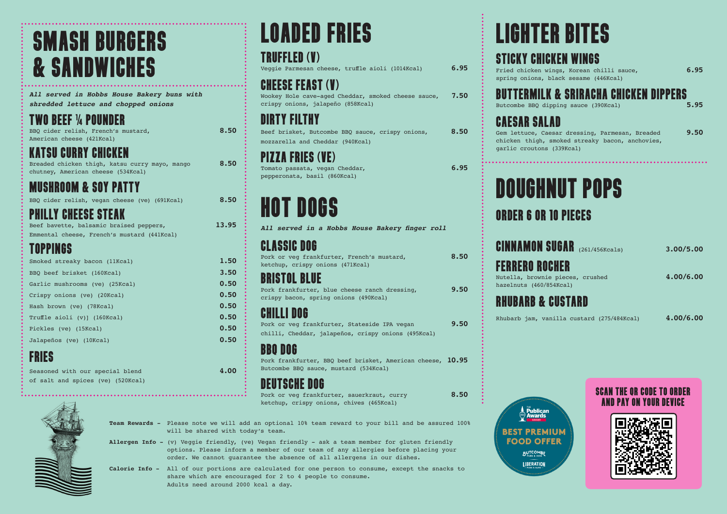# SMASH BURGERS & SANDWICHES

***All served in Hobbs House Bakery buns with shredded lettuce and chopped onions***

## TWO BEEF ¼ POUNDER

BBQ cider relish, French's mustard, American cheese (421Kcal) **8.50**

## KATSU CURRY CHICKEN

Breaded chicken thigh, katsu curry mayo, mango chutney, American cheese (534Kcal) **8.50**

## MUSHROOM & SOY PATTY

BBQ cider relish, vegan cheese (ve) (691Kcal) **8.50**

## PHILLY CHEESE STEAK

Beef bavette, balsamic braised peppers, Emmental cheese, French's mustard (441Kcal) **13.95**

## TOPPINGS

| Item | Price |
|---|---|
| Smoked streaky bacon (11Kcal) | 1.50 |
| BBQ beef brisket (160Kcal) | 3.50 |
| Garlic mushrooms (ve) (25Kcal) | 0.50 |
| Crispy onions (ve) (20Kcal) | 0.50 |
| Hash brown (ve) (78Kcal) | 0.50 |
| Truffle aioli (v)] (160Kcal) | 0.50 |
| Pickles (ve) (15Kcal) | 0.50 |
| Jalapeños (ve) (10Kcal) | 0.50 |

## FRIES

Seasoned with our special blend of salt and spices (ve) (520Kcal) **4.00**

# LOADED FRIES

## TRUFFLED (V)

Veggie Parmesan cheese, truffle aioli (1014Kcal) **6.95**

## CHEESE FEAST (V)

Wookey Hole cave-aged Cheddar, smoked cheese sauce, crispy onions, jalapeño (858Kcal) **7.50**

## DIRTY FILTHY

Beef brisket, Butcombe BBQ sauce, crispy onions, mozzarella and Cheddar (940Kcal) **8.50**

## PIZZA FRIES (VE)

Tomato passata, vegan Cheddar, pepperonata, basil (860Kcal) **6.95**

# HOT DOGS

***All served in a Hobbs House Bakery finger roll***

## CLASSIC DOG

Pork or veg frankfurter, French's mustard, ketchup, crispy onions (471Kcal) **8.50**

## BRISTOL BLUE

Pork frankfurter, blue cheese ranch dressing, crispy bacon, spring onions (490Kcal) **9.50**

## CHILLI DOG

Pork or veg frankfurter, Stateside IPA vegan chilli, Cheddar, jalapeños, crispy onions (495Kcal) **9.50**

## BBQ DOG

Pork frankfurter, BBQ beef brisket, American cheese, Butcombe BBQ sauce, mustard (534Kcal) **10.95**

## DEUTSCHE DOG

Pork or veg frankfurter, sauerkraut, curry ketchup, crispy onions, chives (465Kcal) **8.50**

# LIGHTER BITES

## STICKY CHICKEN WINGS

Fried chicken wings, Korean chilli sauce, spring onions, black sesame (446Kcal) **6.95**

## BUTTERMILK & SRIRACHA CHICKEN DIPPERS

Butcombe BBQ dipping sauce (390Kcal) **5.95**

## CAESAR SALAD

Gem lettuce, Caesar dressing, Parmesan, Breaded chicken thigh, smoked streaky bacon, anchovies, garlic croutons (339Kcal) **9.50**

# DOUGHNUT POPS

## ORDER 6 OR 10 PIECES

## CINNAMON SUGAR (261/456Kcals)

**3.00/5.00**

## FERRERO ROCHER

Nutella, brownie pieces, crushed hazelnuts (460/854Kcal) **4.00/6.00**

## RHUBARB & CUSTARD

Rhubarb jam, vanilla custard (275/484Kcal) **4.00/6.00**

**Team Rewards -** Please note we will add an optional 10% team reward to your bill and be assured 100% will be shared with today's team.

**Allergen Info -** (v) Veggie friendly, (ve) Vegan friendly - ask a team member for gluten friendly options. Please inform a member of our team of any allergies before placing your order. We cannot guarantee the absence of all allergens in our dishes.

**Calorie Info -** All of our portions are calculated for one person to consume, except the snacks to share which are encouraged for 2 to 4 people to consume. Adults need around 2000 kcal a day.

The Publican Awards Winner — BEST PREMIUM FOOD OFFER — Butcombe Pubs & Inns — Liberation Pubs & Bars

SCAN THE QR CODE TO ORDER AND PAY ON YOUR DEVICE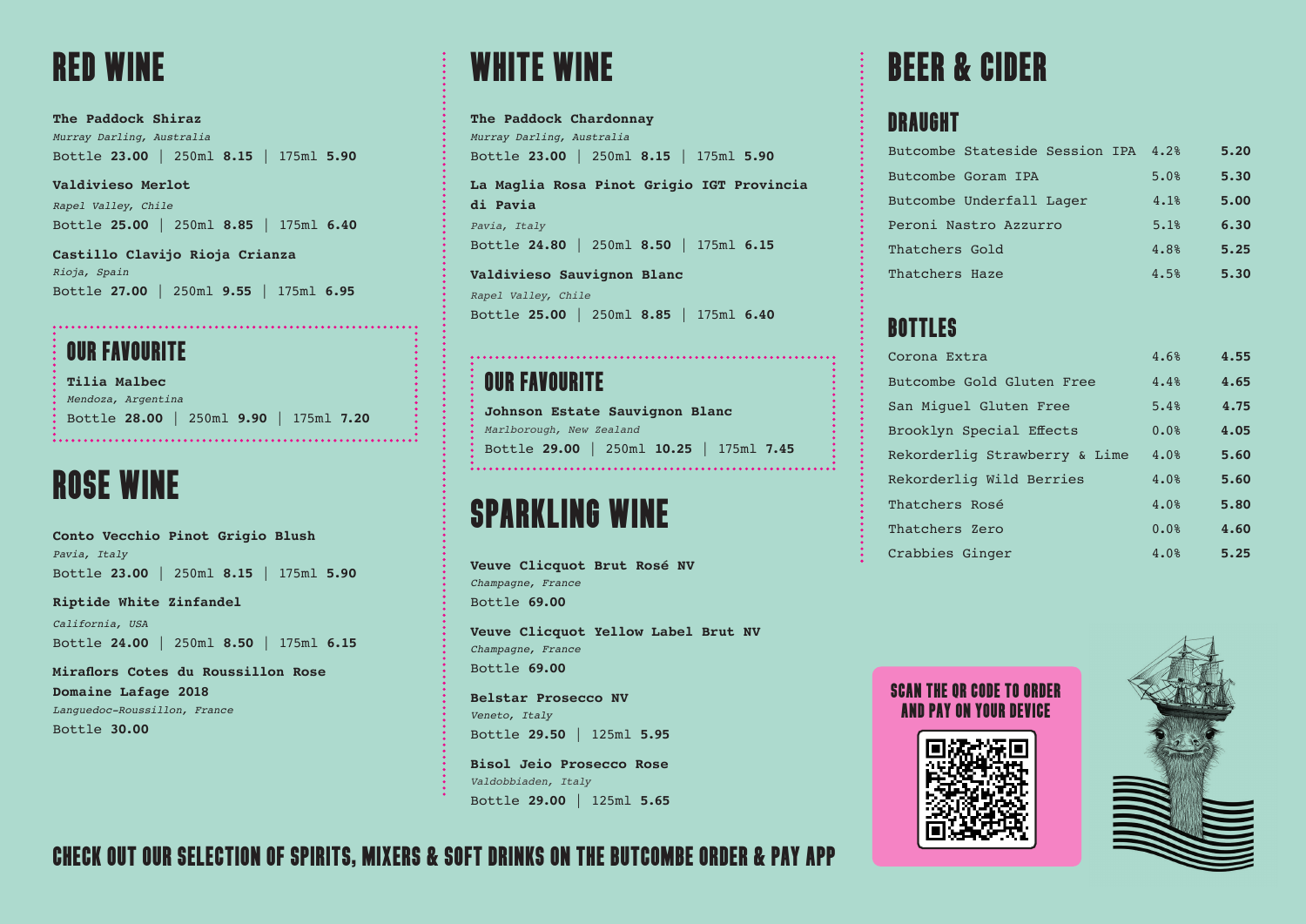# RED WINE

**The Paddock Shiraz**
*Murray Darling, Australia*
Bottle **23.00** | 250ml **8.15** | 175ml **5.90**

**Valdivieso Merlot**
*Rapel Valley, Chile*
Bottle **25.00** | 250ml **8.85** | 175ml **6.40**

**Castillo Clavijo Rioja Crianza**
*Rioja, Spain*
Bottle **27.00** | 250ml **9.55** | 175ml **6.95**

## OUR FAVOURITE

**Tilia Malbec**
*Mendoza, Argentina*
Bottle **28.00** | 250ml **9.90** | 175ml **7.20**

# ROSE WINE

**Conto Vecchio Pinot Grigio Blush**
*Pavia, Italy*
Bottle **23.00** | 250ml **8.15** | 175ml **5.90**

**Riptide White Zinfandel**
*California, USA*
Bottle **24.00** | 250ml **8.50** | 175ml **6.15**

**Miraflors Cotes du Roussillon Rose Domaine Lafage 2018**
*Languedoc-Roussillon, France*
Bottle **30.00**

# WHITE WINE

**The Paddock Chardonnay**
*Murray Darling, Australia*
Bottle **23.00** | 250ml **8.15** | 175ml **5.90**

**La Maglia Rosa Pinot Grigio IGT Provincia di Pavia**
*Pavia, Italy*
Bottle **24.80** | 250ml **8.50** | 175ml **6.15**

**Valdivieso Sauvignon Blanc**
*Rapel Valley, Chile*
Bottle **25.00** | 250ml **8.85** | 175ml **6.40**

## OUR FAVOURITE

**Johnson Estate Sauvignon Blanc**
*Marlborough, New Zealand*
Bottle **29.00** | 250ml **10.25** | 175ml **7.45**

# SPARKLING WINE

**Veuve Clicquot Brut Rosé NV**
*Champagne, France*
Bottle **69.00**

**Veuve Clicquot Yellow Label Brut NV**
*Champagne, France*
Bottle **69.00**

**Belstar Prosecco NV**
*Veneto, Italy*
Bottle **29.50** | 125ml **5.95**

**Bisol Jeio Prosecco Rose**
*Valdobbiaden, Italy*
Bottle **29.00** | 125ml **5.65**

# BEER & CIDER

## DRAUGHT

| | | |
|---|---|---|
| Butcombe Stateside Session IPA | 4.2% | **5.20** |
| Butcombe Goram IPA | 5.0% | **5.30** |
| Butcombe Underfall Lager | 4.1% | **5.00** |
| Peroni Nastro Azzurro | 5.1% | **6.30** |
| Thatchers Gold | 4.8% | **5.25** |
| Thatchers Haze | 4.5% | **5.30** |

## BOTTLES

| | | |
|---|---|---|
| Corona Extra | 4.6% | **4.55** |
| Butcombe Gold Gluten Free | 4.4% | **4.65** |
| San Miguel Gluten Free | 5.4% | **4.75** |
| Brooklyn Special Effects | 0.0% | **4.05** |
| Rekorderlig Strawberry & Lime | 4.0% | **5.60** |
| Rekorderlig Wild Berries | 4.0% | **5.60** |
| Thatchers Rosé | 4.0% | **5.80** |
| Thatchers Zero | 0.0% | **4.60** |
| Crabbies Ginger | 4.0% | **5.25** |

SCAN THE QR CODE TO ORDER AND PAY ON YOUR DEVICE

CHECK OUT OUR SELECTION OF SPIRITS, MIXERS & SOFT DRINKS ON THE BUTCOMBE ORDER & PAY APP